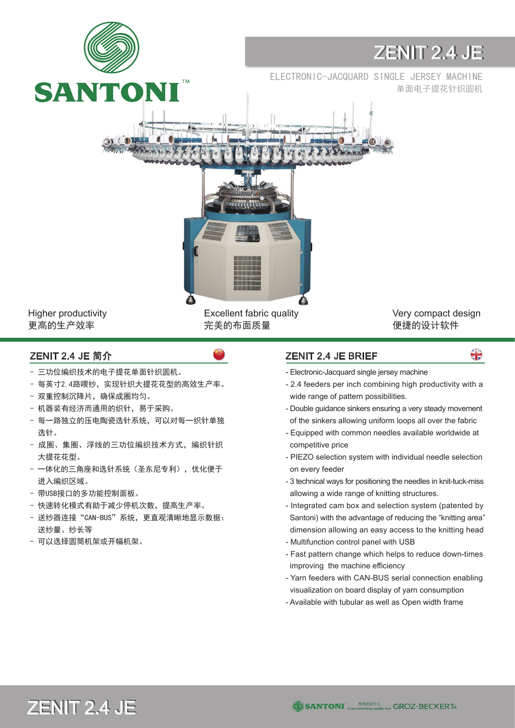SANTONI™

# ZENIT 2.4 JE

ELECTRONIC-JACQUARD SINGLE JERSEY MACHINE
单面电子提花针织圆机

Higher productivity
更高的生产效率

Excellent fabric quality
完美的布面质量

Very compact design
便捷的设计软件

## ZENIT 2.4 JE 简介

- 三功位编织技术的电子提花单面针织圆机。
- 每英寸2.4路喂纱，实现针织大提花花型的高效生产率。
- 双重控制沉降片，确保成圈均匀。
- 机器装有经济而通用的织针，易于采购。
- 每一路独立的压电陶瓷选针系统，可以对每一织针单独选针。
- 成圈、集圈、浮线的三功位编织技术方式，编织针织大提花花型。
- 一体化的三角座和选针系统（圣东尼专利），优化便于进入编织区域。
- 带USB接口的多功能控制面板。
- 快速转化模式有助于减少停机次数，提高生产率。
- 送纱器连接“CAN-BUS”系统，更直观清晰地显示数据：送纱量、纱长等
- 可以选择圆筒机架或开幅机架。

## ZENIT 2.4 JE BRIEF

- Electronic-Jacquard single jersey machine
- 2.4 feeders per inch combining high productivity with a wide range of pattern possibilities.
- Double guidance sinkers ensuring a very steady movement of the sinkers allowing uniform loops all over the fabric
- Equipped with common needles available worldwide at competitive price
- PIEZO selection system with individual needle selection on every feeder
- 3 technical ways for positioning the needles in knit-tuck-miss allowing a wide range of knitting structures.
- Integrated cam box and selection system (patented by Santoni) with the advantage of reducing the “knitting area” dimension allowing an easy access to the knitting head
- Multifunction control panel with USB
- Fast pattern change which helps to reduce down-times improving the machine efficiency
- Yarn feeders with CAN-BUS serial connection enabling visualization on board display of yarn consumption
- Available with tubular as well as Open width frame

ZENIT 2.4 JE

SANTONI™ 推荐的织针为 is recommending needles from GROZ-BECKERT®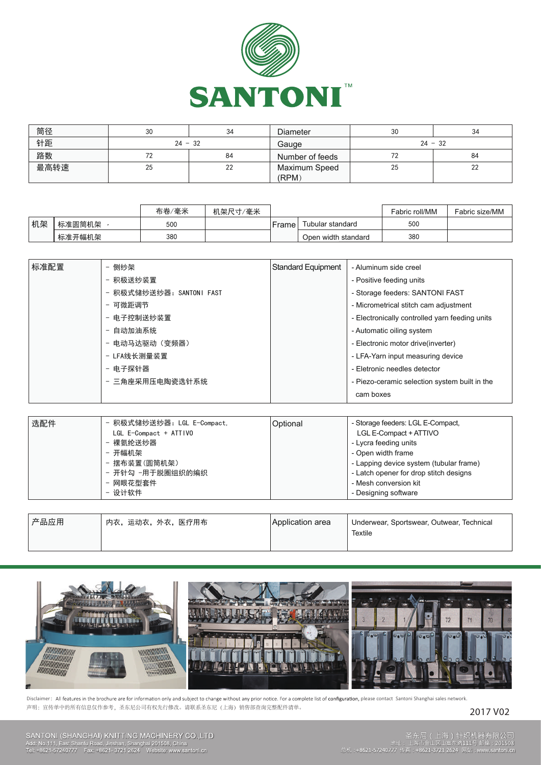# SANTONI

| 筒径 | 30 | 34 | Diameter | 30 | 34 |
|---|---|---|---|---|---|
| 针距 | 24 – 32 | | Gauge | 24 – 32 | |
| 路数 | 72 | 84 | Number of feeds | 72 | 84 |
| 最高转速 | 25 | 22 | Maximum Speed (RPM) | 25 | 22 |

| | | 布卷/毫米 | 机架尺寸/毫米 | | | Fabric roll/MM | Fabric size/MM |
|---|---|---|---|---|---|---|---|
| 机架 | 标准圆筒机架 | 500 | | Frame | Tubular standard | 500 | |
| | 标准开幅机架 | 380 | | | Open width standard | 380 | |

| | | | |
|---|---|---|---|
| 标准配置 | - 侧纱架<br>- 积极送纱装置<br>- 积极式储纱送纱器：SANTONI FAST<br>- 可微距调节<br>- 电子控制送纱装置<br>- 自动加油系统<br>- 电动马达驱动（变频器）<br>- LFA线长测量装置<br>- 电子探针器<br>- 三角座采用压电陶瓷选针系统 | Standard Equipment | - Aluminum side creel<br>- Positive feeding units<br>- Storage feeders: SANTONI FAST<br>- Micrometrical stitch cam adjustment<br>- Electronically controlled yarn feeding units<br>- Automatic oiling system<br>- Electronic motor drive(inverter)<br>- LFA-Yarn input measuring device<br>- Eletronic needles detector<br>- Piezo-ceramic selection system built in the cam boxes |

| | | | |
|---|---|---|---|
| 选配件 | - 积极式储纱送纱器：LGL E-Compact，LGL E-Compact + ATTIVO<br>- 裸氨纶送纱器<br>- 开幅机架<br>- 摆布装置(圆筒机架)<br>- 开针勾 -用于脱圈组织的编织<br>- 网眼花型套件<br>- 设计软件 | Optional | - Storage feeders: LGL E-Compact, LGL E-Compact + ATTIVO<br>- Lycra feeding units<br>- Open width frame<br>- Lapping device system (tubular frame)<br>- Latch opener for drop stitch designs<br>- Mesh conversion kit<br>- Designing software |

| | | | |
|---|---|---|---|
| 产品应用 | 内衣，运动衣，外衣，医疗用布 | Application area | Underwear, Sportswear, Outwear, Technical Textile |

Disclaimer: All features in the brochure are for information only and subject to change without any prior notice. For a complete list of configuration, please contact Santoni Shanghai sales network.

声明：宣传单中的所有信息仅作参考，圣东尼公司有权先行修改。请联系圣东尼（上海）销售部查询完整配件清单。

2017 V02

SANTONI (SHANGHAI) KNITTING MACHINERY CO.,LTD
Add: No.111, East Shanfu Road, Jinshan, Shanghai 201508, China
Tel: +8621-57240777 Fax: +8621-3721 2624 Website: www.santoni.cn

圣东尼（上海）针织机器有限公司
地址：上海市金山区山福东路111号 邮编：201508
总机：+8621-57240777 传真：+8621-3721 2624 网站：www.santoni.cn